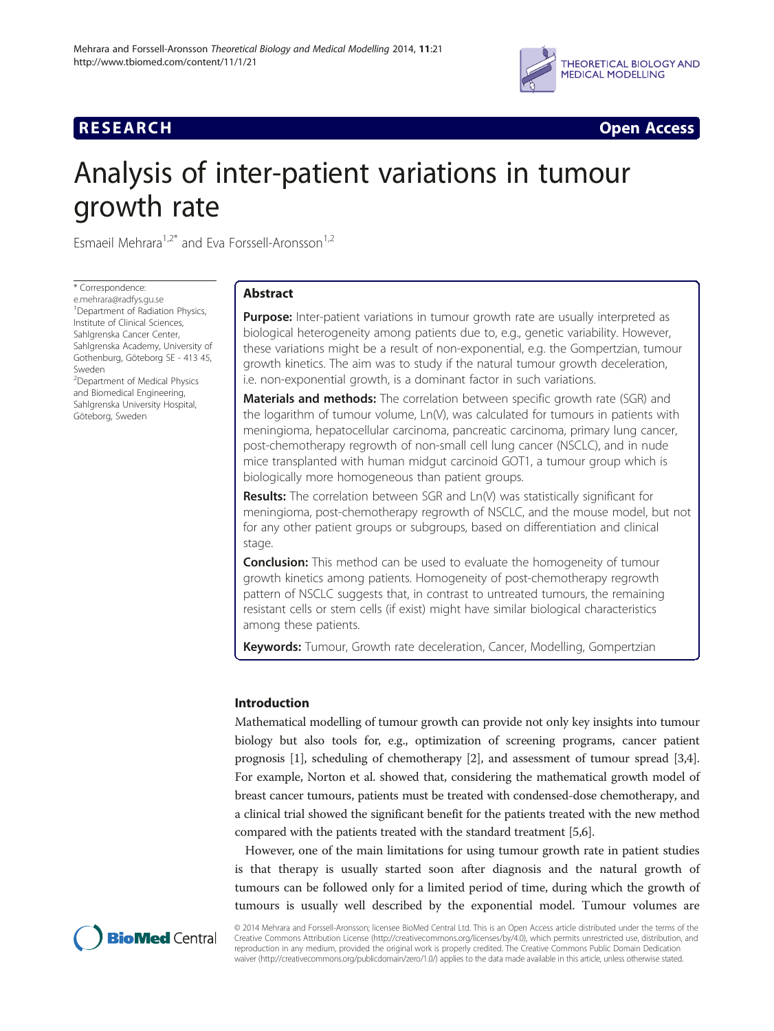**RESEARCH Open Access**

# Analysis of inter-patient variations in tumour growth rate

Esmaeil Mehrara[1,2*] and Eva Forssell-Aronsson[1,2]

\* Correspondence: e.mehrara@radfys.gu.se

[1]Department of Radiation Physics, Institute of Clinical Sciences, Sahlgrenska Cancer Center, Sahlgrenska Academy, University of Gothenburg, Göteborg SE - 413 45, Sweden

[2]Department of Medical Physics and Biomedical Engineering, Sahlgrenska University Hospital, Göteborg, Sweden

## Abstract

**Purpose:** Inter-patient variations in tumour growth rate are usually interpreted as biological heterogeneity among patients due to, e.g., genetic variability. However, these variations might be a result of non-exponential, e.g. the Gompertzian, tumour growth kinetics. The aim was to study if the natural tumour growth deceleration, i.e. non-exponential growth, is a dominant factor in such variations.

**Materials and methods:** The correlation between specific growth rate (SGR) and the logarithm of tumour volume, Ln(V), was calculated for tumours in patients with meningioma, hepatocellular carcinoma, pancreatic carcinoma, primary lung cancer, post-chemotherapy regrowth of non-small cell lung cancer (NSCLC), and in nude mice transplanted with human midgut carcinoid GOT1, a tumour group which is biologically more homogeneous than patient groups.

**Results:** The correlation between SGR and Ln(V) was statistically significant for meningioma, post-chemotherapy regrowth of NSCLC, and the mouse model, but not for any other patient groups or subgroups, based on differentiation and clinical stage.

**Conclusion:** This method can be used to evaluate the homogeneity of tumour growth kinetics among patients. Homogeneity of post-chemotherapy regrowth pattern of NSCLC suggests that, in contrast to untreated tumours, the remaining resistant cells or stem cells (if exist) might have similar biological characteristics among these patients.

**Keywords:** Tumour, Growth rate deceleration, Cancer, Modelling, Gompertzian

## Introduction

Mathematical modelling of tumour growth can provide not only key insights into tumour biology but also tools for, e.g., optimization of screening programs, cancer patient prognosis [1], scheduling of chemotherapy [2], and assessment of tumour spread [3,4]. For example, Norton et al. showed that, considering the mathematical growth model of breast cancer tumours, patients must be treated with condensed-dose chemotherapy, and a clinical trial showed the significant benefit for the patients treated with the new method compared with the patients treated with the standard treatment [5,6].

However, one of the main limitations for using tumour growth rate in patient studies is that therapy is usually started soon after diagnosis and the natural growth of tumours can be followed only for a limited period of time, during which the growth of tumours is usually well described by the exponential model. Tumour volumes are

© 2014 Mehrara and Forssell-Aronsson; licensee BioMed Central Ltd. This is an Open Access article distributed under the terms of the Creative Commons Attribution License (http://creativecommons.org/licenses/by/4.0), which permits unrestricted use, distribution, and reproduction in any medium, provided the original work is properly credited. The Creative Commons Public Domain Dedication waiver (http://creativecommons.org/publicdomain/zero/1.0/) applies to the data made available in this article, unless otherwise stated.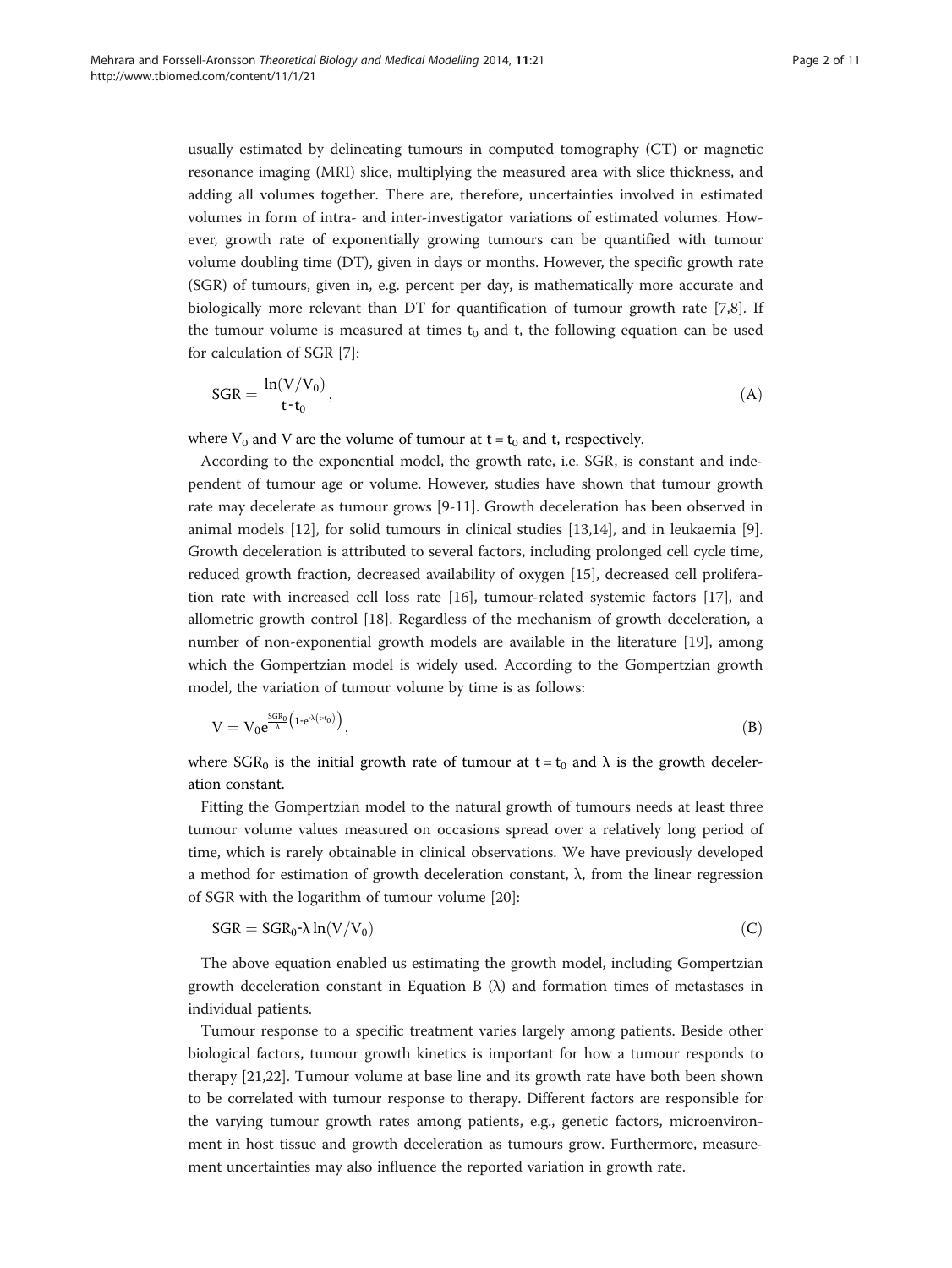usually estimated by delineating tumours in computed tomography (CT) or magnetic resonance imaging (MRI) slice, multiplying the measured area with slice thickness, and adding all volumes together. There are, therefore, uncertainties involved in estimated volumes in form of intra- and inter-investigator variations of estimated volumes. However, growth rate of exponentially growing tumours can be quantified with tumour volume doubling time (DT), given in days or months. However, the specific growth rate (SGR) of tumours, given in, e.g. percent per day, is mathematically more accurate and biologically more relevant than DT for quantification of tumour growth rate [7,8]. If the tumour volume is measured at times $t_0$ and t, the following equation can be used for calculation of SGR [7]:

$$\mathrm{SGR} = \frac{\ln(V/V_0)}{t - t_0}, \tag{A}$$

where $V_0$ and V are the volume of tumour at $t = t_0$ and t, respectively.

According to the exponential model, the growth rate, i.e. SGR, is constant and independent of tumour age or volume. However, studies have shown that tumour growth rate may decelerate as tumour grows [9-11]. Growth deceleration has been observed in animal models [12], for solid tumours in clinical studies [13,14], and in leukaemia [9]. Growth deceleration is attributed to several factors, including prolonged cell cycle time, reduced growth fraction, decreased availability of oxygen [15], decreased cell proliferation rate with increased cell loss rate [16], tumour-related systemic factors [17], and allometric growth control [18]. Regardless of the mechanism of growth deceleration, a number of non-exponential growth models are available in the literature [19], among which the Gompertzian model is widely used. According to the Gompertzian growth model, the variation of tumour volume by time is as follows:

$$V = V_0 e^{\frac{\mathrm{SGR}_0}{\lambda}\left(1 - e^{-\lambda(t - t_0)}\right)}, \tag{B}$$

where $\mathrm{SGR}_0$ is the initial growth rate of tumour at $t = t_0$ and λ is the growth deceleration constant.

Fitting the Gompertzian model to the natural growth of tumours needs at least three tumour volume values measured on occasions spread over a relatively long period of time, which is rarely obtainable in clinical observations. We have previously developed a method for estimation of growth deceleration constant, λ, from the linear regression of SGR with the logarithm of tumour volume [20]:

$$\mathrm{SGR} = \mathrm{SGR}_0 - \lambda \ln(V/V_0) \tag{C}$$

The above equation enabled us estimating the growth model, including Gompertzian growth deceleration constant in Equation B (λ) and formation times of metastases in individual patients.

Tumour response to a specific treatment varies largely among patients. Beside other biological factors, tumour growth kinetics is important for how a tumour responds to therapy [21,22]. Tumour volume at base line and its growth rate have both been shown to be correlated with tumour response to therapy. Different factors are responsible for the varying tumour growth rates among patients, e.g., genetic factors, microenvironment in host tissue and growth deceleration as tumours grow. Furthermore, measurement uncertainties may also influence the reported variation in growth rate.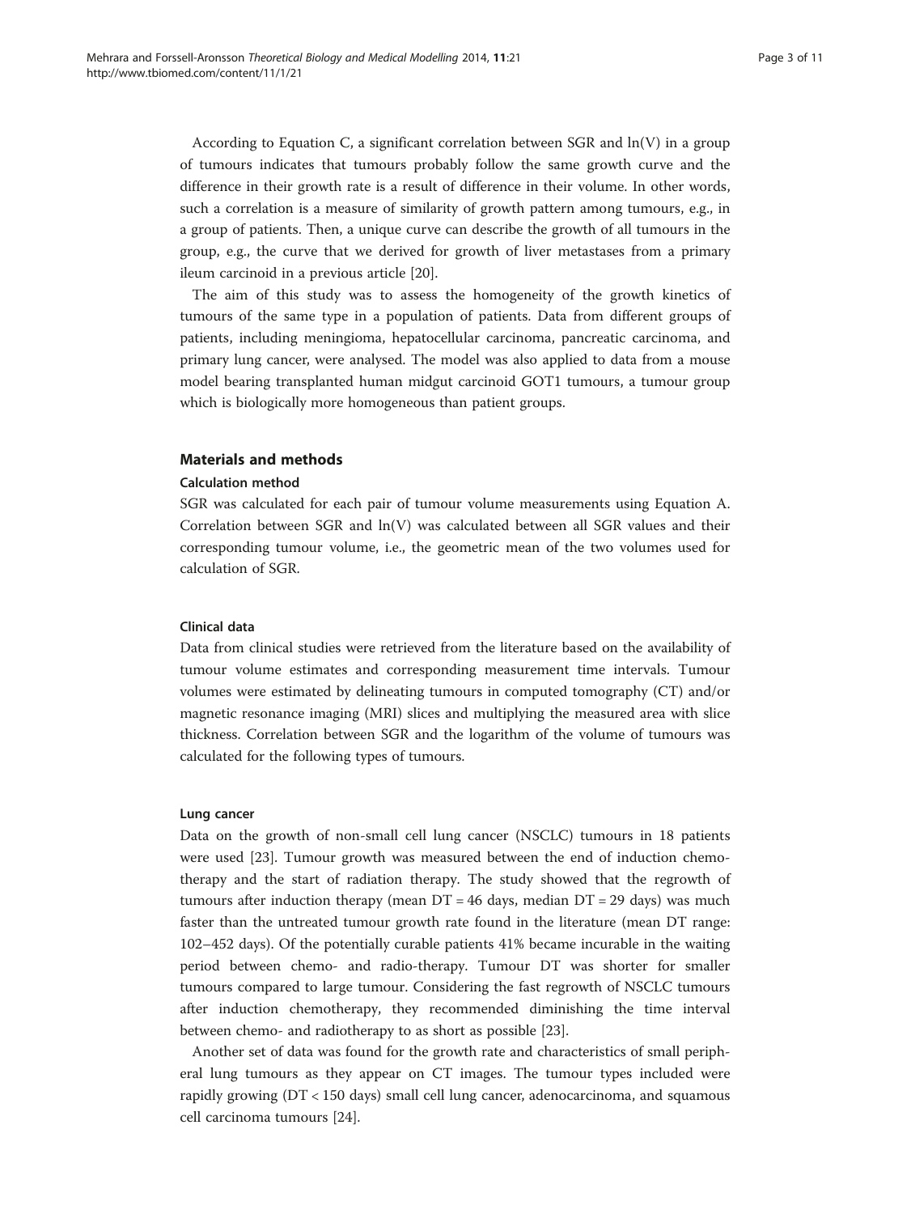According to Equation C, a significant correlation between SGR and ln(V) in a group of tumours indicates that tumours probably follow the same growth curve and the difference in their growth rate is a result of difference in their volume. In other words, such a correlation is a measure of similarity of growth pattern among tumours, e.g., in a group of patients. Then, a unique curve can describe the growth of all tumours in the group, e.g., the curve that we derived for growth of liver metastases from a primary ileum carcinoid in a previous article [20].

The aim of this study was to assess the homogeneity of the growth kinetics of tumours of the same type in a population of patients. Data from different groups of patients, including meningioma, hepatocellular carcinoma, pancreatic carcinoma, and primary lung cancer, were analysed. The model was also applied to data from a mouse model bearing transplanted human midgut carcinoid GOT1 tumours, a tumour group which is biologically more homogeneous than patient groups.

## Materials and methods

### Calculation method

SGR was calculated for each pair of tumour volume measurements using Equation A. Correlation between SGR and ln(V) was calculated between all SGR values and their corresponding tumour volume, i.e., the geometric mean of the two volumes used for calculation of SGR.

### Clinical data

Data from clinical studies were retrieved from the literature based on the availability of tumour volume estimates and corresponding measurement time intervals. Tumour volumes were estimated by delineating tumours in computed tomography (CT) and/or magnetic resonance imaging (MRI) slices and multiplying the measured area with slice thickness. Correlation between SGR and the logarithm of the volume of tumours was calculated for the following types of tumours.

### Lung cancer

Data on the growth of non-small cell lung cancer (NSCLC) tumours in 18 patients were used [23]. Tumour growth was measured between the end of induction chemotherapy and the start of radiation therapy. The study showed that the regrowth of tumours after induction therapy (mean DT = 46 days, median DT = 29 days) was much faster than the untreated tumour growth rate found in the literature (mean DT range: 102–452 days). Of the potentially curable patients 41% became incurable in the waiting period between chemo- and radio-therapy. Tumour DT was shorter for smaller tumours compared to large tumour. Considering the fast regrowth of NSCLC tumours after induction chemotherapy, they recommended diminishing the time interval between chemo- and radiotherapy to as short as possible [23].

Another set of data was found for the growth rate and characteristics of small peripheral lung tumours as they appear on CT images. The tumour types included were rapidly growing (DT < 150 days) small cell lung cancer, adenocarcinoma, and squamous cell carcinoma tumours [24].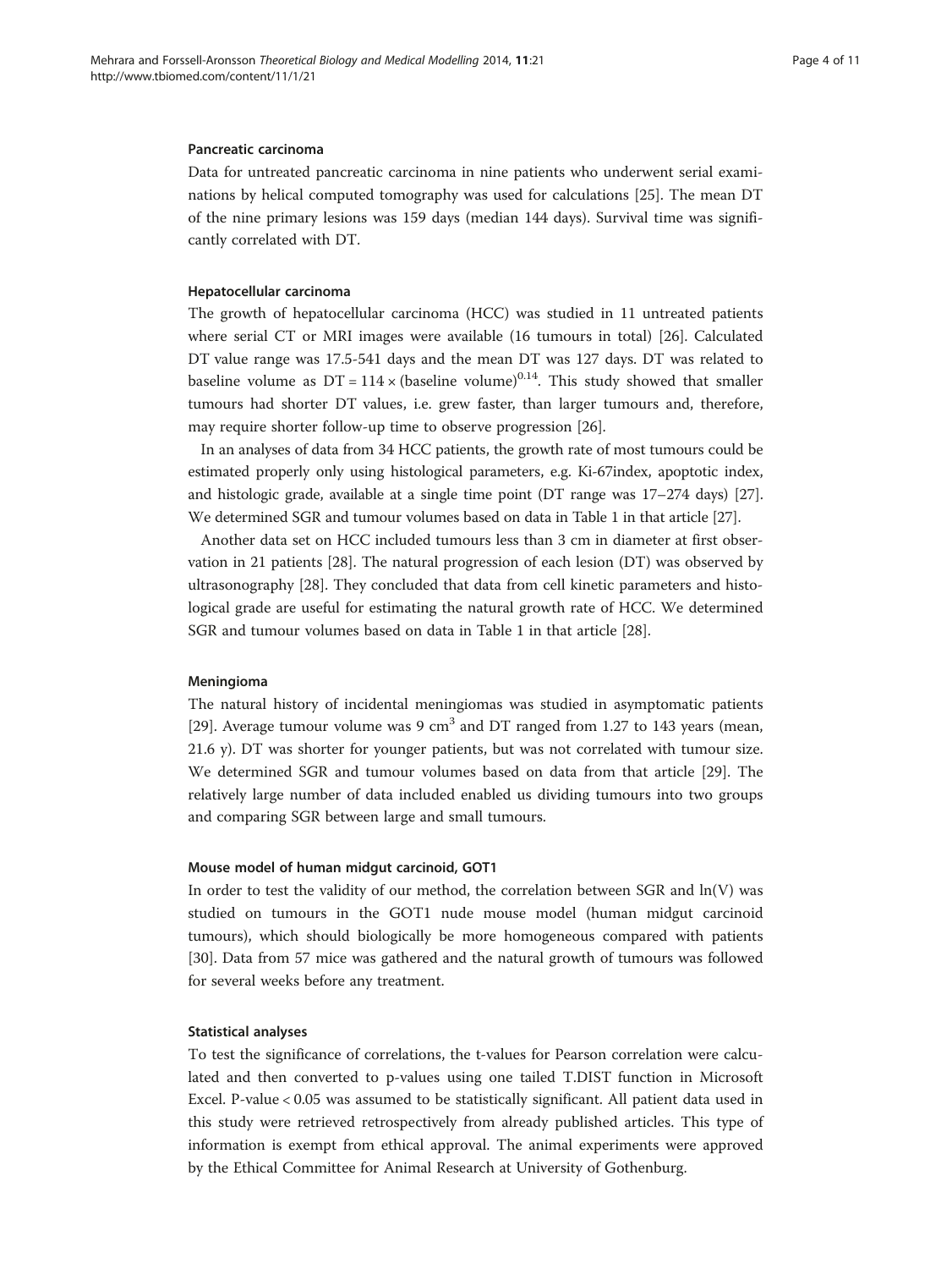### Pancreatic carcinoma

Data for untreated pancreatic carcinoma in nine patients who underwent serial examinations by helical computed tomography was used for calculations [25]. The mean DT of the nine primary lesions was 159 days (median 144 days). Survival time was significantly correlated with DT.

### Hepatocellular carcinoma

The growth of hepatocellular carcinoma (HCC) was studied in 11 untreated patients where serial CT or MRI images were available (16 tumours in total) [26]. Calculated DT value range was 17.5-541 days and the mean DT was 127 days. DT was related to baseline volume as $DT = 114 \times (\text{baseline volume})^{0.14}$. This study showed that smaller tumours had shorter DT values, i.e. grew faster, than larger tumours and, therefore, may require shorter follow-up time to observe progression [26].

In an analyses of data from 34 HCC patients, the growth rate of most tumours could be estimated properly only using histological parameters, e.g. Ki-67index, apoptotic index, and histologic grade, available at a single time point (DT range was 17–274 days) [27]. We determined SGR and tumour volumes based on data in Table 1 in that article [27].

Another data set on HCC included tumours less than 3 cm in diameter at first observation in 21 patients [28]. The natural progression of each lesion (DT) was observed by ultrasonography [28]. They concluded that data from cell kinetic parameters and histological grade are useful for estimating the natural growth rate of HCC. We determined SGR and tumour volumes based on data in Table 1 in that article [28].

### Meningioma

The natural history of incidental meningiomas was studied in asymptomatic patients [29]. Average tumour volume was 9 $cm^3$ and DT ranged from 1.27 to 143 years (mean, 21.6 y). DT was shorter for younger patients, but was not correlated with tumour size. We determined SGR and tumour volumes based on data from that article [29]. The relatively large number of data included enabled us dividing tumours into two groups and comparing SGR between large and small tumours.

### Mouse model of human midgut carcinoid, GOT1

In order to test the validity of our method, the correlation between SGR and $\ln(V)$ was studied on tumours in the GOT1 nude mouse model (human midgut carcinoid tumours), which should biologically be more homogeneous compared with patients [30]. Data from 57 mice was gathered and the natural growth of tumours was followed for several weeks before any treatment.

### Statistical analyses

To test the significance of correlations, the t-values for Pearson correlation were calculated and then converted to p-values using one tailed T.DIST function in Microsoft Excel. $P\text{-value} < 0.05$ was assumed to be statistically significant. All patient data used in this study were retrieved retrospectively from already published articles. This type of information is exempt from ethical approval. The animal experiments were approved by the Ethical Committee for Animal Research at University of Gothenburg.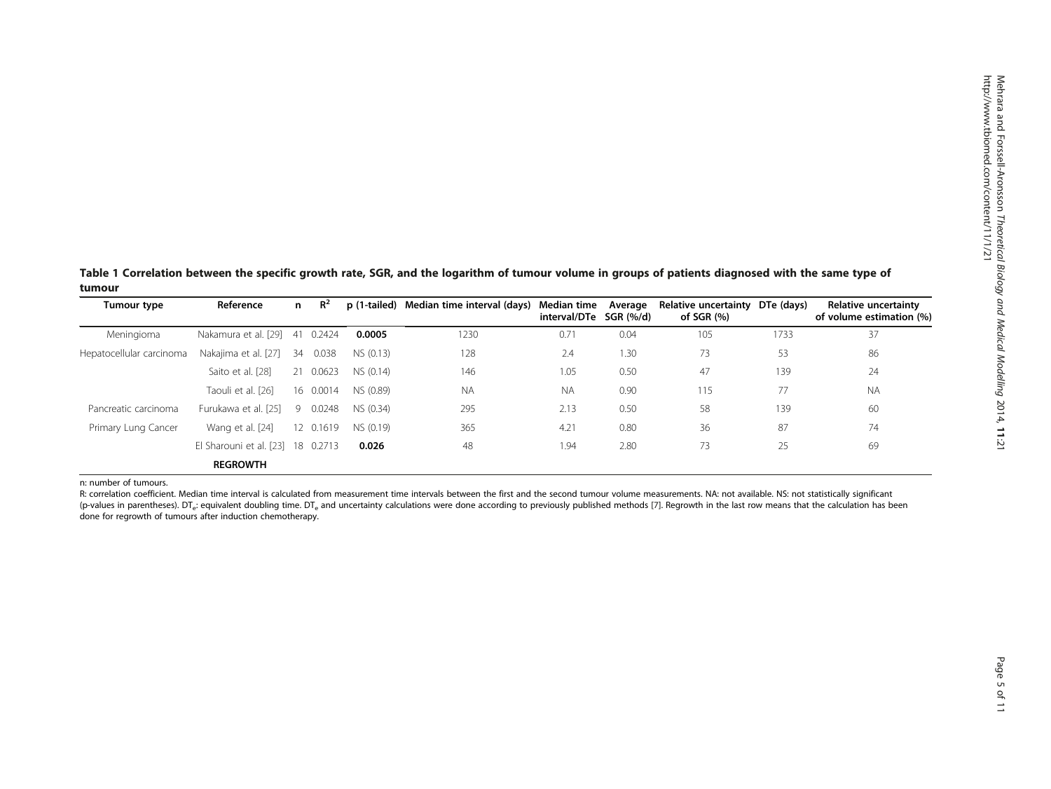**Table 1 Correlation between the specific growth rate, SGR, and the logarithm of tumour volume in groups of patients diagnosed with the same type of tumour**

| Tumour type | Reference | n | $R^2$ | p (1-tailed) | Median time interval (days) | Median time interval/DTe | Average SGR (%/d) | Relative uncertainty of SGR (%) | DTe (days) | Relative uncertainty of volume estimation (%) |
|---|---|---|---|---|---|---|---|---|---|---|
| Meningioma | Nakamura et al. [29] | 41 | 0.2424 | **0.0005** | 1230 | 0.71 | 0.04 | 105 | 1733 | 37 |
| Hepatocellular carcinoma | Nakajima et al. [27] | 34 | 0.038 | NS (0.13) | 128 | 2.4 | 1.30 | 73 | 53 | 86 |
| | Saito et al. [28] | 21 | 0.0623 | NS (0.14) | 146 | 1.05 | 0.50 | 47 | 139 | 24 |
| | Taouli et al. [26] | 16 | 0.0014 | NS (0.89) | NA | NA | 0.90 | 115 | 77 | NA |
| Pancreatic carcinoma | Furukawa et al. [25] | 9 | 0.0248 | NS (0.34) | 295 | 2.13 | 0.50 | 58 | 139 | 60 |
| Primary Lung Cancer | Wang et al. [24] | 12 | 0.1619 | NS (0.19) | 365 | 4.21 | 0.80 | 36 | 87 | 74 |
| | El Sharouni et al. [23] | 18 | 0.2713 | **0.026** | 48 | 1.94 | 2.80 | 73 | 25 | 69 |
| | **REGROWTH** | | | | | | | | | |

n: number of tumours.

R: correlation coefficient. Median time interval is calculated from measurement time intervals between the first and the second tumour volume measurements. NA: not available. NS: not statistically significant (p-values in parentheses). $DT_e$: equivalent doubling time. $DT_e$ and uncertainty calculations were done according to previously published methods [7]. Regrowth in the last row means that the calculation has been done for regrowth of tumours after induction chemotherapy.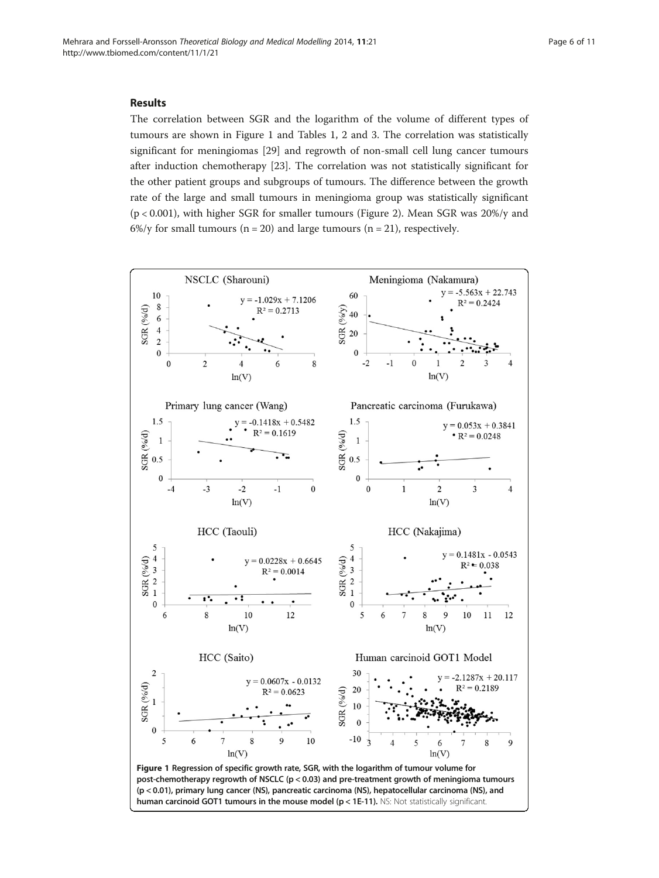## Results

The correlation between SGR and the logarithm of the volume of different types of tumours are shown in Figure 1 and Tables 1, 2 and 3. The correlation was statistically significant for meningiomas [29] and regrowth of non-small cell lung cancer tumours after induction chemotherapy [23]. The correlation was not statistically significant for the other patient groups and subgroups of tumours. The difference between the growth rate of the large and small tumours in meningioma group was statistically significant ($p < 0.001$), with higher SGR for smaller tumours (Figure 2). Mean SGR was 20%/y and 6%/y for small tumours ($n = 20$) and large tumours ($n = 21$), respectively.

**Figure 1 Regression of specific growth rate, SGR, with the logarithm of tumour volume for post-chemotherapy regrowth of NSCLC ($p < 0.03$) and pre-treatment growth of meningioma tumours ($p < 0.01$), primary lung cancer (NS), pancreatic carcinoma (NS), hepatocellular carcinoma (NS), and human carcinoid GOT1 tumours in the mouse model ($p < 1E\text{-}11$).** NS: Not statistically significant.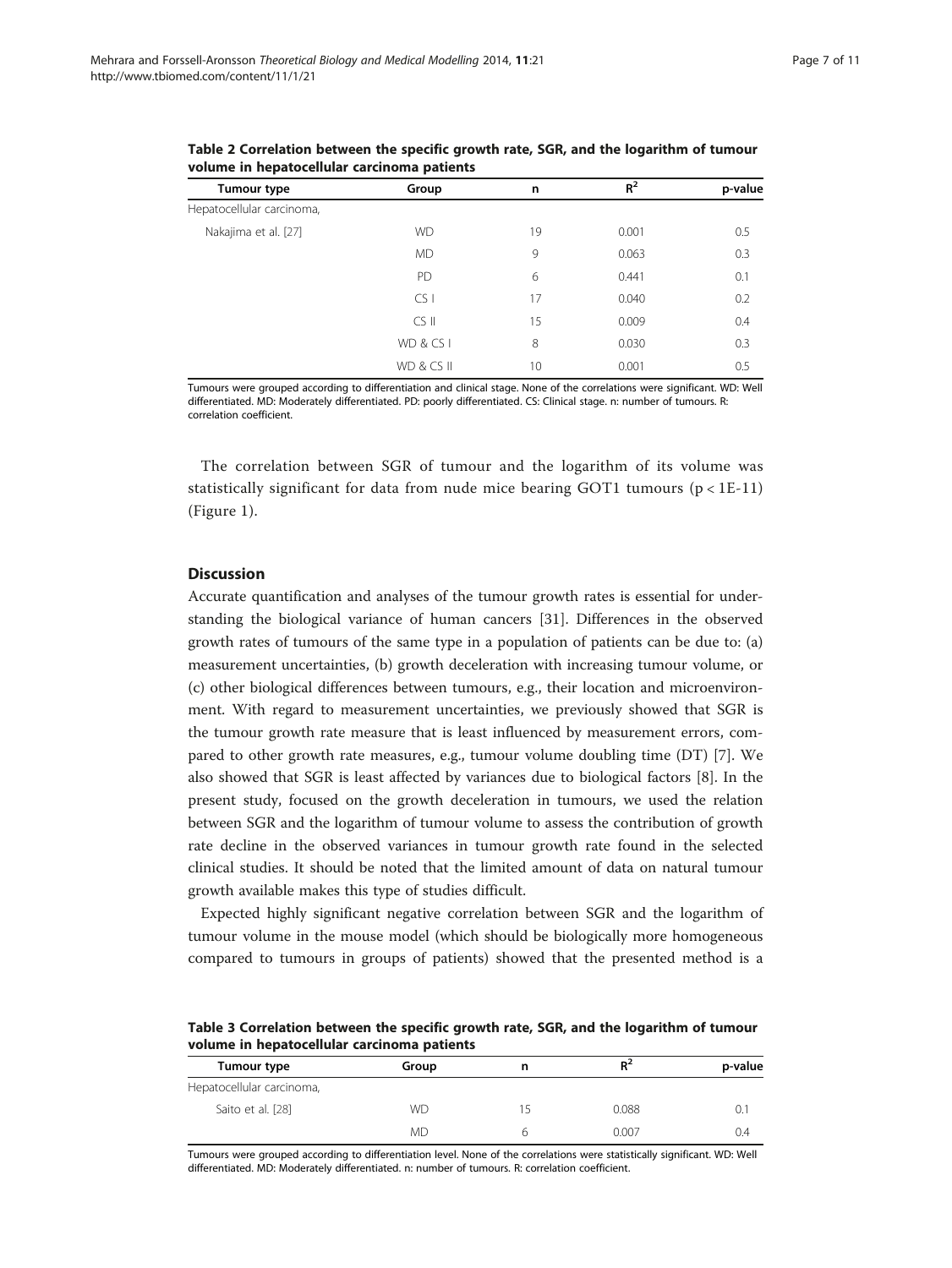**Table 2 Correlation between the specific growth rate, SGR, and the logarithm of tumour volume in hepatocellular carcinoma patients**

| Tumour type | Group | n | $R^2$ | p-value |
|---|---|---|---|---|
| Hepatocellular carcinoma, | | | | |
| Nakajima et al. [27] | WD | 19 | 0.001 | 0.5 |
| | MD | 9 | 0.063 | 0.3 |
| | PD | 6 | 0.441 | 0.1 |
| | CS I | 17 | 0.040 | 0.2 |
| | CS II | 15 | 0.009 | 0.4 |
| | WD & CS I | 8 | 0.030 | 0.3 |
| | WD & CS II | 10 | 0.001 | 0.5 |

Tumours were grouped according to differentiation and clinical stage. None of the correlations were significant. WD: Well differentiated. MD: Moderately differentiated. PD: poorly differentiated. CS: Clinical stage. n: number of tumours. R: correlation coefficient.

The correlation between SGR of tumour and the logarithm of its volume was statistically significant for data from nude mice bearing GOT1 tumours ($p < 1E\text{-}11$) (Figure 1).

## Discussion

Accurate quantification and analyses of the tumour growth rates is essential for understanding the biological variance of human cancers [31]. Differences in the observed growth rates of tumours of the same type in a population of patients can be due to: (a) measurement uncertainties, (b) growth deceleration with increasing tumour volume, or (c) other biological differences between tumours, e.g., their location and microenvironment. With regard to measurement uncertainties, we previously showed that SGR is the tumour growth rate measure that is least influenced by measurement errors, compared to other growth rate measures, e.g., tumour volume doubling time (DT) [7]. We also showed that SGR is least affected by variances due to biological factors [8]. In the present study, focused on the growth deceleration in tumours, we used the relation between SGR and the logarithm of tumour volume to assess the contribution of growth rate decline in the observed variances in tumour growth rate found in the selected clinical studies. It should be noted that the limited amount of data on natural tumour growth available makes this type of studies difficult.

Expected highly significant negative correlation between SGR and the logarithm of tumour volume in the mouse model (which should be biologically more homogeneous compared to tumours in groups of patients) showed that the presented method is a

**Table 3 Correlation between the specific growth rate, SGR, and the logarithm of tumour volume in hepatocellular carcinoma patients**

| Tumour type | Group | n | $R^2$ | p-value |
|---|---|---|---|---|
| Hepatocellular carcinoma, | | | | |
| Saito et al. [28] | WD | 15 | 0.088 | 0.1 |
| | MD | 6 | 0.007 | 0.4 |

Tumours were grouped according to differentiation level. None of the correlations were statistically significant. WD: Well differentiated. MD: Moderately differentiated. n: number of tumours. R: correlation coefficient.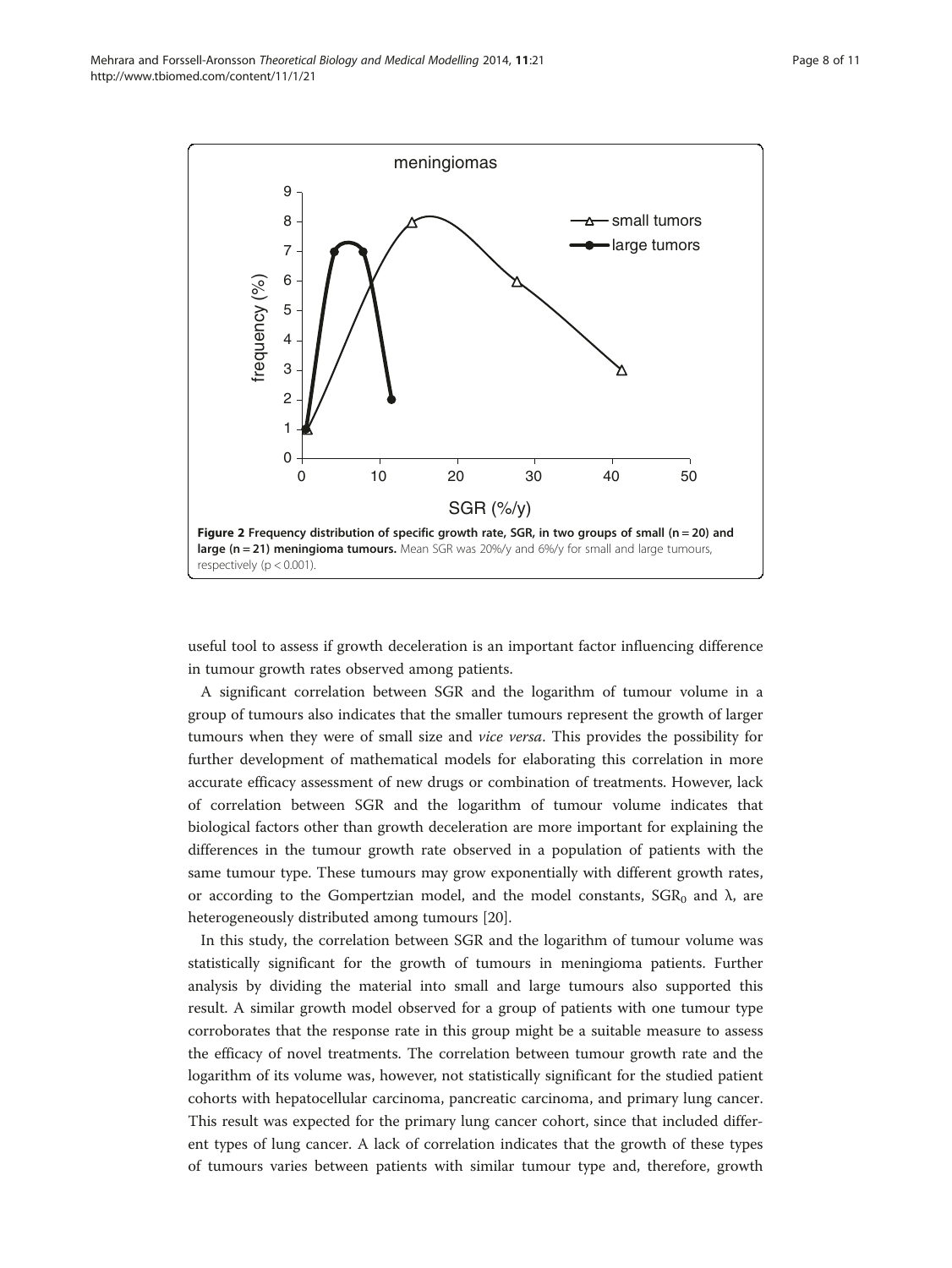**Figure 2 Frequency distribution of specific growth rate, SGR, in two groups of small (n = 20) and large (n = 21) meningioma tumours.** Mean SGR was 20%/y and 6%/y for small and large tumours, respectively ($p < 0.001$).

useful tool to assess if growth deceleration is an important factor influencing difference in tumour growth rates observed among patients.

A significant correlation between SGR and the logarithm of tumour volume in a group of tumours also indicates that the smaller tumours represent the growth of larger tumours when they were of small size and *vice versa*. This provides the possibility for further development of mathematical models for elaborating this correlation in more accurate efficacy assessment of new drugs or combination of treatments. However, lack of correlation between SGR and the logarithm of tumour volume indicates that biological factors other than growth deceleration are more important for explaining the differences in the tumour growth rate observed in a population of patients with the same tumour type. These tumours may grow exponentially with different growth rates, or according to the Gompertzian model, and the model constants, $SGR_0$ and $\lambda$, are heterogeneously distributed among tumours [20].

In this study, the correlation between SGR and the logarithm of tumour volume was statistically significant for the growth of tumours in meningioma patients. Further analysis by dividing the material into small and large tumours also supported this result. A similar growth model observed for a group of patients with one tumour type corroborates that the response rate in this group might be a suitable measure to assess the efficacy of novel treatments. The correlation between tumour growth rate and the logarithm of its volume was, however, not statistically significant for the studied patient cohorts with hepatocellular carcinoma, pancreatic carcinoma, and primary lung cancer. This result was expected for the primary lung cancer cohort, since that included different types of lung cancer. A lack of correlation indicates that the growth of these types of tumours varies between patients with similar tumour type and, therefore, growth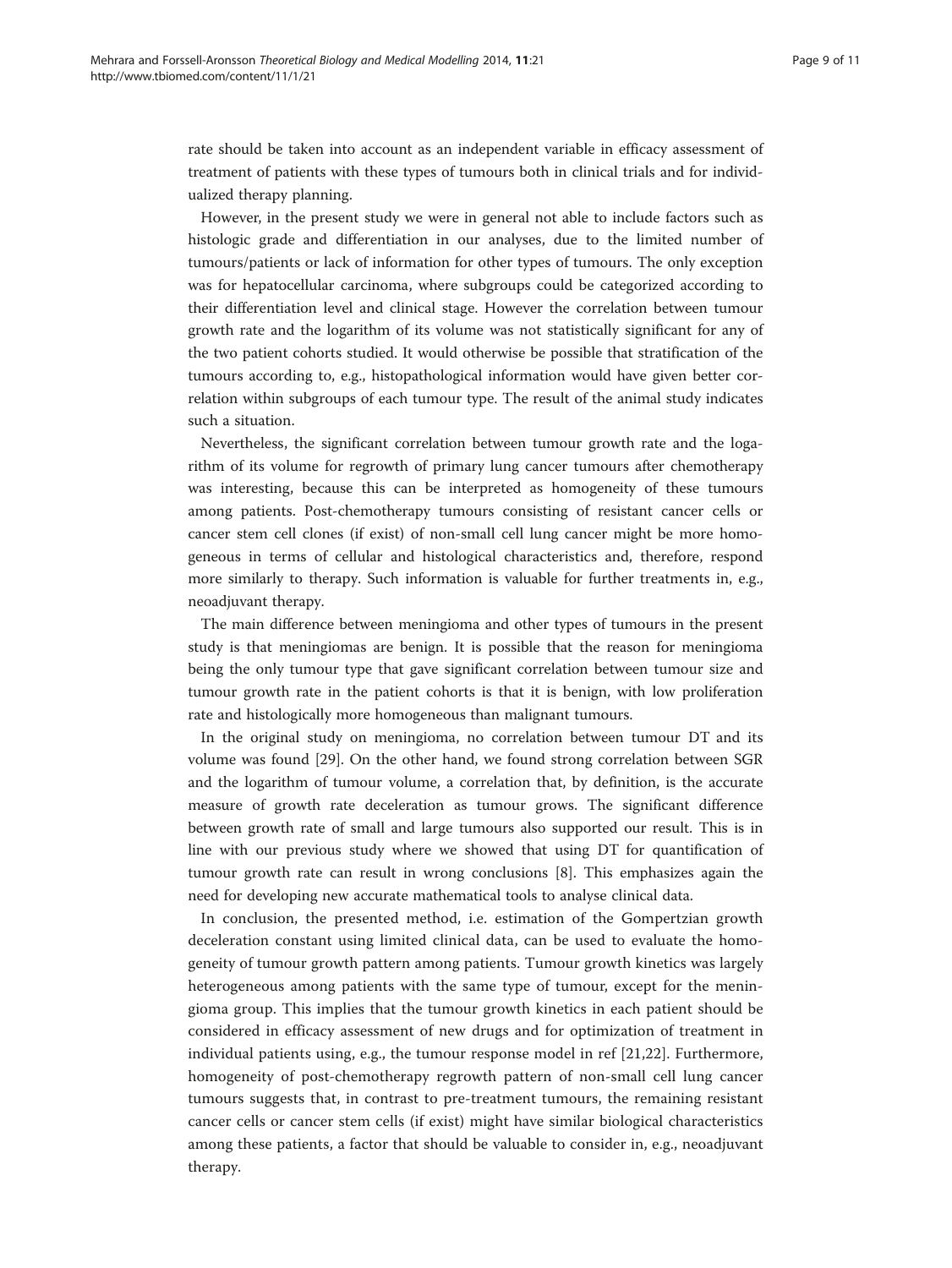rate should be taken into account as an independent variable in efficacy assessment of treatment of patients with these types of tumours both in clinical trials and for individualized therapy planning.

However, in the present study we were in general not able to include factors such as histologic grade and differentiation in our analyses, due to the limited number of tumours/patients or lack of information for other types of tumours. The only exception was for hepatocellular carcinoma, where subgroups could be categorized according to their differentiation level and clinical stage. However the correlation between tumour growth rate and the logarithm of its volume was not statistically significant for any of the two patient cohorts studied. It would otherwise be possible that stratification of the tumours according to, e.g., histopathological information would have given better correlation within subgroups of each tumour type. The result of the animal study indicates such a situation.

Nevertheless, the significant correlation between tumour growth rate and the logarithm of its volume for regrowth of primary lung cancer tumours after chemotherapy was interesting, because this can be interpreted as homogeneity of these tumours among patients. Post-chemotherapy tumours consisting of resistant cancer cells or cancer stem cell clones (if exist) of non-small cell lung cancer might be more homogeneous in terms of cellular and histological characteristics and, therefore, respond more similarly to therapy. Such information is valuable for further treatments in, e.g., neoadjuvant therapy.

The main difference between meningioma and other types of tumours in the present study is that meningiomas are benign. It is possible that the reason for meningioma being the only tumour type that gave significant correlation between tumour size and tumour growth rate in the patient cohorts is that it is benign, with low proliferation rate and histologically more homogeneous than malignant tumours.

In the original study on meningioma, no correlation between tumour DT and its volume was found [29]. On the other hand, we found strong correlation between SGR and the logarithm of tumour volume, a correlation that, by definition, is the accurate measure of growth rate deceleration as tumour grows. The significant difference between growth rate of small and large tumours also supported our result. This is in line with our previous study where we showed that using DT for quantification of tumour growth rate can result in wrong conclusions [8]. This emphasizes again the need for developing new accurate mathematical tools to analyse clinical data.

In conclusion, the presented method, i.e. estimation of the Gompertzian growth deceleration constant using limited clinical data, can be used to evaluate the homogeneity of tumour growth pattern among patients. Tumour growth kinetics was largely heterogeneous among patients with the same type of tumour, except for the meningioma group. This implies that the tumour growth kinetics in each patient should be considered in efficacy assessment of new drugs and for optimization of treatment in individual patients using, e.g., the tumour response model in ref [21,22]. Furthermore, homogeneity of post-chemotherapy regrowth pattern of non-small cell lung cancer tumours suggests that, in contrast to pre-treatment tumours, the remaining resistant cancer cells or cancer stem cells (if exist) might have similar biological characteristics among these patients, a factor that should be valuable to consider in, e.g., neoadjuvant therapy.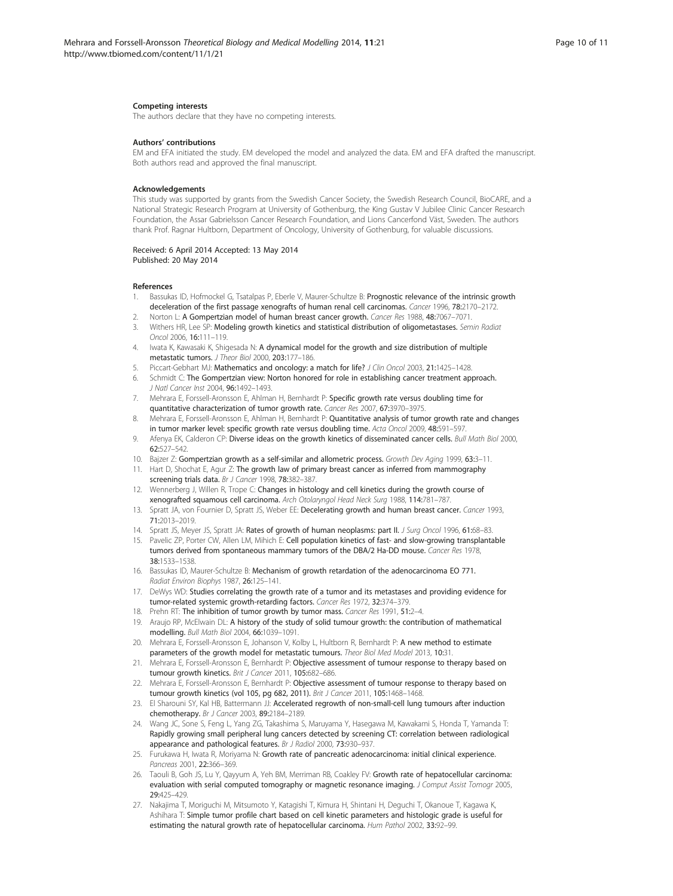### Competing interests

The authors declare that they have no competing interests.

### Authors' contributions

EM and EFA initiated the study. EM developed the model and analyzed the data. EM and EFA drafted the manuscript. Both authors read and approved the final manuscript.

### Acknowledgements

This study was supported by grants from the Swedish Cancer Society, the Swedish Research Council, BioCARE, and a National Strategic Research Program at University of Gothenburg, the King Gustav V Jubilee Clinic Cancer Research Foundation, the Assar Gabrielsson Cancer Research Foundation, and Lions Cancerfond Väst, Sweden. The authors thank Prof. Ragnar Hultborn, Department of Oncology, University of Gothenburg, for valuable discussions.

Received: 6 April 2014 Accepted: 13 May 2014
Published: 20 May 2014

### References

1. Bassukas ID, Hofmockel G, Tsatalpas P, Eberle V, Maurer-Schultze B: **Prognostic relevance of the intrinsic growth deceleration of the first passage xenografts of human renal cell carcinomas.** *Cancer* 1996, **78:**2170–2172.
2. Norton L: **A Gompertzian model of human breast cancer growth.** *Cancer Res* 1988, **48:**7067–7071.
3. Withers HR, Lee SP: **Modeling growth kinetics and statistical distribution of oligometastases.** *Semin Radiat Oncol* 2006, **16:**111–119.
4. Iwata K, Kawasaki K, Shigesada N: **A dynamical model for the growth and size distribution of multiple metastatic tumors.** *J Theor Biol* 2000, **203:**177–186.
5. Piccart-Gebhart MJ: **Mathematics and oncology: a match for life?** *J Clin Oncol* 2003, **21:**1425–1428.
6. Schmidt C: **The Gompertzian view: Norton honored for role in establishing cancer treatment approach.** *J Natl Cancer Inst* 2004, **96:**1492–1493.
7. Mehrara E, Forssell-Aronsson E, Ahlman H, Bernhardt P: **Specific growth rate versus doubling time for quantitative characterization of tumor growth rate.** *Cancer Res* 2007, **67:**3970–3975.
8. Mehrara E, Forssell-Aronsson E, Ahlman H, Bernhardt P: **Quantitative analysis of tumor growth rate and changes in tumor marker level: specific growth rate versus doubling time.** *Acta Oncol* 2009, **48:**591–597.
9. Afenya EK, Calderon CP: **Diverse ideas on the growth kinetics of disseminated cancer cells.** *Bull Math Biol* 2000, **62:**527–542.
10. Bajzer Z: **Gompertzian growth as a self-similar and allometric process.** *Growth Dev Aging* 1999, **63:**3–11.
11. Hart D, Shochat E, Agur Z: **The growth law of primary breast cancer as inferred from mammography screening trials data.** *Br J Cancer* 1998, **78:**382–387.
12. Wennerberg J, Willen R, Trope C: **Changes in histology and cell kinetics during the growth course of xenografted squamous cell carcinoma.** *Arch Otolaryngol Head Neck Surg* 1988, **114:**781–787.
13. Spratt JA, von Fournier D, Spratt JS, Weber EE: **Decelerating growth and human breast cancer.** *Cancer* 1993, **71:**2013–2019.
14. Spratt JS, Meyer JS, Spratt JA: **Rates of growth of human neoplasms: part II.** *J Surg Oncol* 1996, **61:**68–83.
15. Pavelic ZP, Porter CW, Allen LM, Mihich E: **Cell population kinetics of fast- and slow-growing transplantable tumors derived from spontaneous mammary tumors of the DBA/2 Ha-DD mouse.** *Cancer Res* 1978, **38:**1533–1538.
16. Bassukas ID, Maurer-Schultze B: **Mechanism of growth retardation of the adenocarcinoma EO 771.** *Radiat Environ Biophys* 1987, **26:**125–141.
17. DeWys WD: **Studies correlating the growth rate of a tumor and its metastases and providing evidence for tumor-related systemic growth-retarding factors.** *Cancer Res* 1972, **32:**374–379.
18. Prehn RT: **The inhibition of tumor growth by tumor mass.** *Cancer Res* 1991, **51:**2–4.
19. Araujo RP, McElwain DL: **A history of the study of solid tumour growth: the contribution of mathematical modelling.** *Bull Math Biol* 2004, **66:**1039–1091.
20. Mehrara E, Forssell-Aronsson E, Johanson V, Kolby L, Hultborn R, Bernhardt P: **A new method to estimate parameters of the growth model for metastatic tumours.** *Theor Biol Med Model* 2013, **10:**31.
21. Mehrara E, Forssell-Aronsson E, Bernhardt P: **Objective assessment of tumour response to therapy based on tumour growth kinetics.** *Brit J Cancer* 2011, **105:**682–686.
22. Mehrara E, Forssell-Aronsson E, Bernhardt P: **Objective assessment of tumour response to therapy based on tumour growth kinetics (vol 105, pg 682, 2011).** *Brit J Cancer* 2011, **105:**1468–1468.
23. El Sharouni SY, Kal HB, Battermann JJ: **Accelerated regrowth of non-small-cell lung tumours after induction chemotherapy.** *Br J Cancer* 2003, **89:**2184–2189.
24. Wang JC, Sone S, Feng L, Yang ZG, Takashima S, Maruyama Y, Hasegawa M, Kawakami S, Honda T, Yamanda T: **Rapidly growing small peripheral lung cancers detected by screening CT: correlation between radiological appearance and pathological features.** *Br J Radiol* 2000, **73:**930–937.
25. Furukawa H, Iwata R, Moriyama N: **Growth rate of pancreatic adenocarcinoma: initial clinical experience.** *Pancreas* 2001, **22:**366–369.
26. Taouli B, Goh JS, Lu Y, Qayyum A, Yeh BM, Merriman RB, Coakley FV: **Growth rate of hepatocellular carcinoma: evaluation with serial computed tomography or magnetic resonance imaging.** *J Comput Assist Tomogr* 2005, **29:**425–429.
27. Nakajima T, Moriguchi M, Mitsumoto Y, Katagishi T, Kimura H, Shintani H, Deguchi T, Okanoue T, Kagawa K, Ashihara T: **Simple tumor profile chart based on cell kinetic parameters and histologic grade is useful for estimating the natural growth rate of hepatocellular carcinoma.** *Hum Pathol* 2002, **33:**92–99.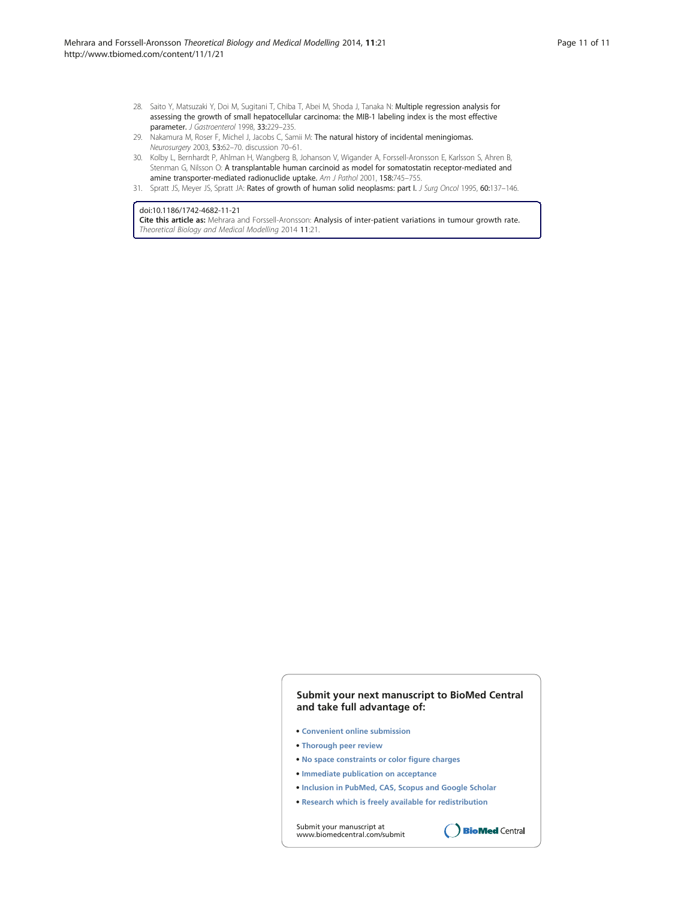28. Saito Y, Matsuzaki Y, Doi M, Sugitani T, Chiba T, Abei M, Shoda J, Tanaka N: **Multiple regression analysis for assessing the growth of small hepatocellular carcinoma: the MIB-1 labeling index is the most effective parameter.** *J Gastroenterol* 1998, **33:**229–235.
29. Nakamura M, Roser F, Michel J, Jacobs C, Samii M: **The natural history of incidental meningiomas.** *Neurosurgery* 2003, **53:**62–70. discussion 70–61.
30. Kolby L, Bernhardt P, Ahlman H, Wangberg B, Johanson V, Wigander A, Forssell-Aronsson E, Karlsson S, Ahren B, Stenman G, Nilsson O: **A transplantable human carcinoid as model for somatostatin receptor-mediated and amine transporter-mediated radionuclide uptake.** *Am J Pathol* 2001, **158:**745–755.
31. Spratt JS, Meyer JS, Spratt JA: **Rates of growth of human solid neoplasms: part I.** *J Surg Oncol* 1995, **60:**137–146.

doi:10.1186/1742-4682-11-21
**Cite this article as:** Mehrara and Forssell-Aronsson: **Analysis of inter-patient variations in tumour growth rate.** *Theoretical Biology and Medical Modelling* 2014 **11**:21.

**Submit your next manuscript to BioMed Central and take full advantage of:**

- **Convenient online submission**
- **Thorough peer review**
- **No space constraints or color figure charges**
- **Immediate publication on acceptance**
- **Inclusion in PubMed, CAS, Scopus and Google Scholar**
- **Research which is freely available for redistribution**

Submit your manuscript at
www.biomedcentral.com/submit

BioMed Central